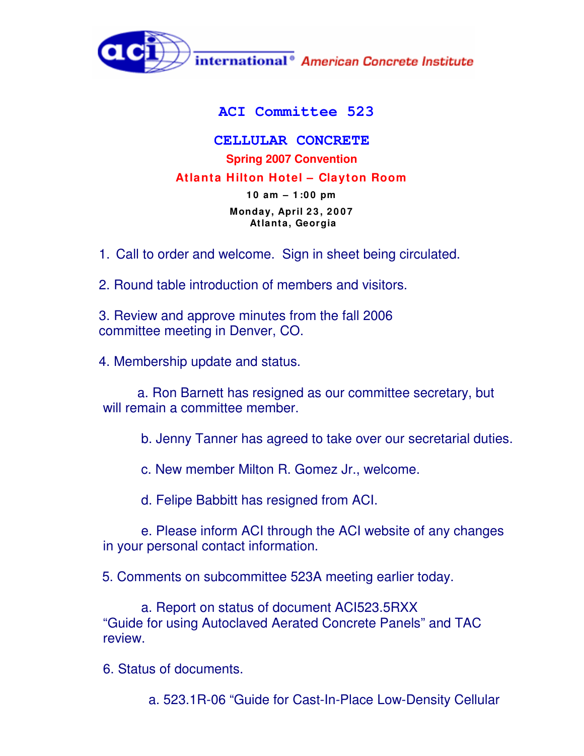aci international® American Concrete Institute

# ACI Committee 523

## CELLULAR CONCRETE

**Spring 2007 Convention**

**Atlanta Hilton Hotel – Clayton Room**

**10 am – 1:00 pm**

**Monday, April 23, 2007**
**Atlanta, Georgia**

1. Call to order and welcome. Sign in sheet being circulated.

2. Round table introduction of members and visitors.

3. Review and approve minutes from the fall 2006 committee meeting in Denver, CO.

4. Membership update and status.

    a. Ron Barnett has resigned as our committee secretary, but will remain a committee member.

    b. Jenny Tanner has agreed to take over our secretarial duties.

    c. New member Milton R. Gomez Jr., welcome.

    d. Felipe Babbitt has resigned from ACI.

    e. Please inform ACI through the ACI website of any changes in your personal contact information.

5. Comments on subcommittee 523A meeting earlier today.

    a. Report on status of document ACI523.5RXX "Guide for using Autoclaved Aerated Concrete Panels" and TAC review.

6. Status of documents.

    a. 523.1R-06 "Guide for Cast-In-Place Low-Density Cellular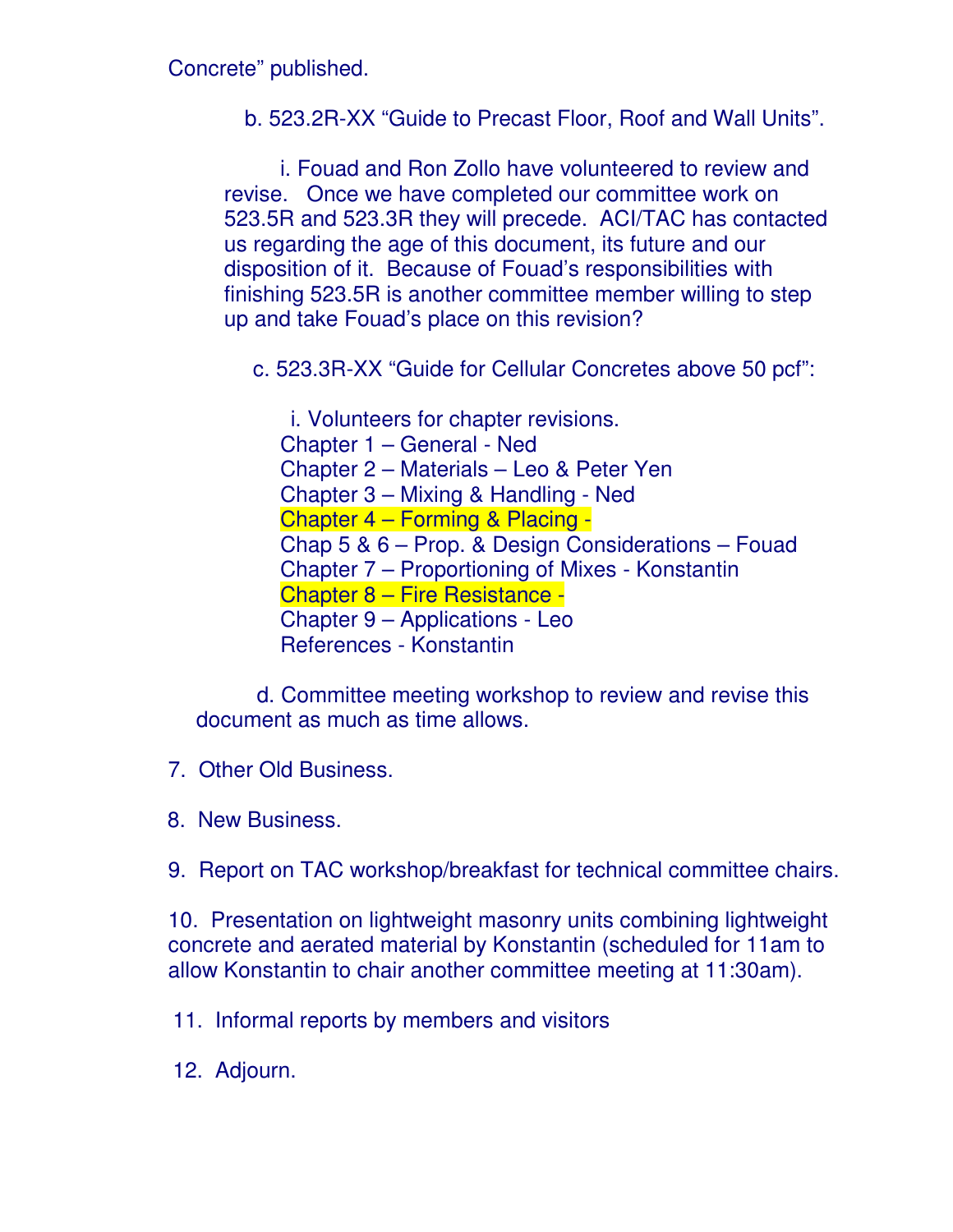Concrete" published.

b. 523.2R-XX "Guide to Precast Floor, Roof and Wall Units".

i. Fouad and Ron Zollo have volunteered to review and revise. Once we have completed our committee work on 523.5R and 523.3R they will precede. ACI/TAC has contacted us regarding the age of this document, its future and our disposition of it. Because of Fouad's responsibilities with finishing 523.5R is another committee member willing to step up and take Fouad's place on this revision?

c. 523.3R-XX "Guide for Cellular Concretes above 50 pcf":

i. Volunteers for chapter revisions.

Chapter 1 – General - Ned
Chapter 2 – Materials – Leo & Peter Yen
Chapter 3 – Mixing & Handling - Ned
Chapter 4 – Forming & Placing -
Chap 5 & 6 – Prop. & Design Considerations – Fouad
Chapter 7 – Proportioning of Mixes - Konstantin
Chapter 8 – Fire Resistance -
Chapter 9 – Applications - Leo
References - Konstantin

d. Committee meeting workshop to review and revise this document as much as time allows.

7. Other Old Business.

8. New Business.

9. Report on TAC workshop/breakfast for technical committee chairs.

10. Presentation on lightweight masonry units combining lightweight concrete and aerated material by Konstantin (scheduled for 11am to allow Konstantin to chair another committee meeting at 11:30am).

11. Informal reports by members and visitors

12. Adjourn.